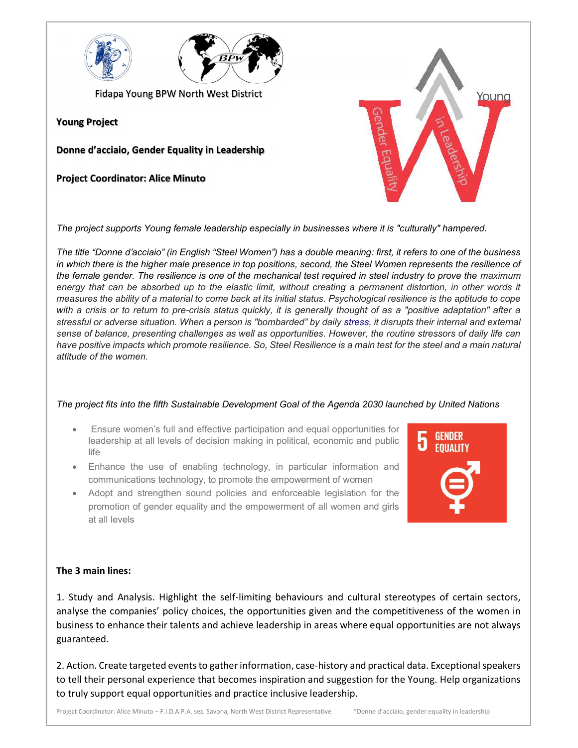Fidapa Young BPW North West District

**Young Project**

**Donne d'acciaio, Gender Equality in Leadership**

**Project Coordinator: Alice Minuto**

*The project supports Young female leadership especially in businesses where it is "culturally" hampered.*

*The title "Donne d'acciaio" (in English "Steel Women") has a double meaning: first, it refers to one of the business in which there is the higher male presence in top positions, second, the Steel Women represents the resilience of the female gender. The resilience is one of the mechanical test required in steel industry to prove the maximum energy that can be absorbed up to the elastic limit, without creating a permanent distortion, in other words it measures the ability of a material to come back at its initial status. Psychological resilience is the aptitude to cope with a crisis or to return to pre-crisis status quickly, it is generally thought of as a "positive adaptation" after a stressful or adverse situation. When a person is "bombarded" by daily stress, it disrupts their internal and external sense of balance, presenting challenges as well as opportunities. However, the routine stressors of daily life can have positive impacts which promote resilience. So, Steel Resilience is a main test for the steel and a main natural attitude of the women.*

*The project fits into the fifth Sustainable Development Goal of the Agenda 2030 launched by United Nations*

- Ensure women's full and effective participation and equal opportunities for leadership at all levels of decision making in political, economic and public life
- Enhance the use of enabling technology, in particular information and communications technology, to promote the empowerment of women
- Adopt and strengthen sound policies and enforceable legislation for the promotion of gender equality and the empowerment of all women and girls at all levels

**The 3 main lines:**

1. Study and Analysis. Highlight the self-limiting behaviours and cultural stereotypes of certain sectors, analyse the companies' policy choices, the opportunities given and the competitiveness of the women in business to enhance their talents and achieve leadership in areas where equal opportunities are not always guaranteed.

2. Action. Create targeted events to gather information, case-history and practical data. Exceptional speakers to tell their personal experience that becomes inspiration and suggestion for the Young. Help organizations to truly support equal opportunities and practice inclusive leadership.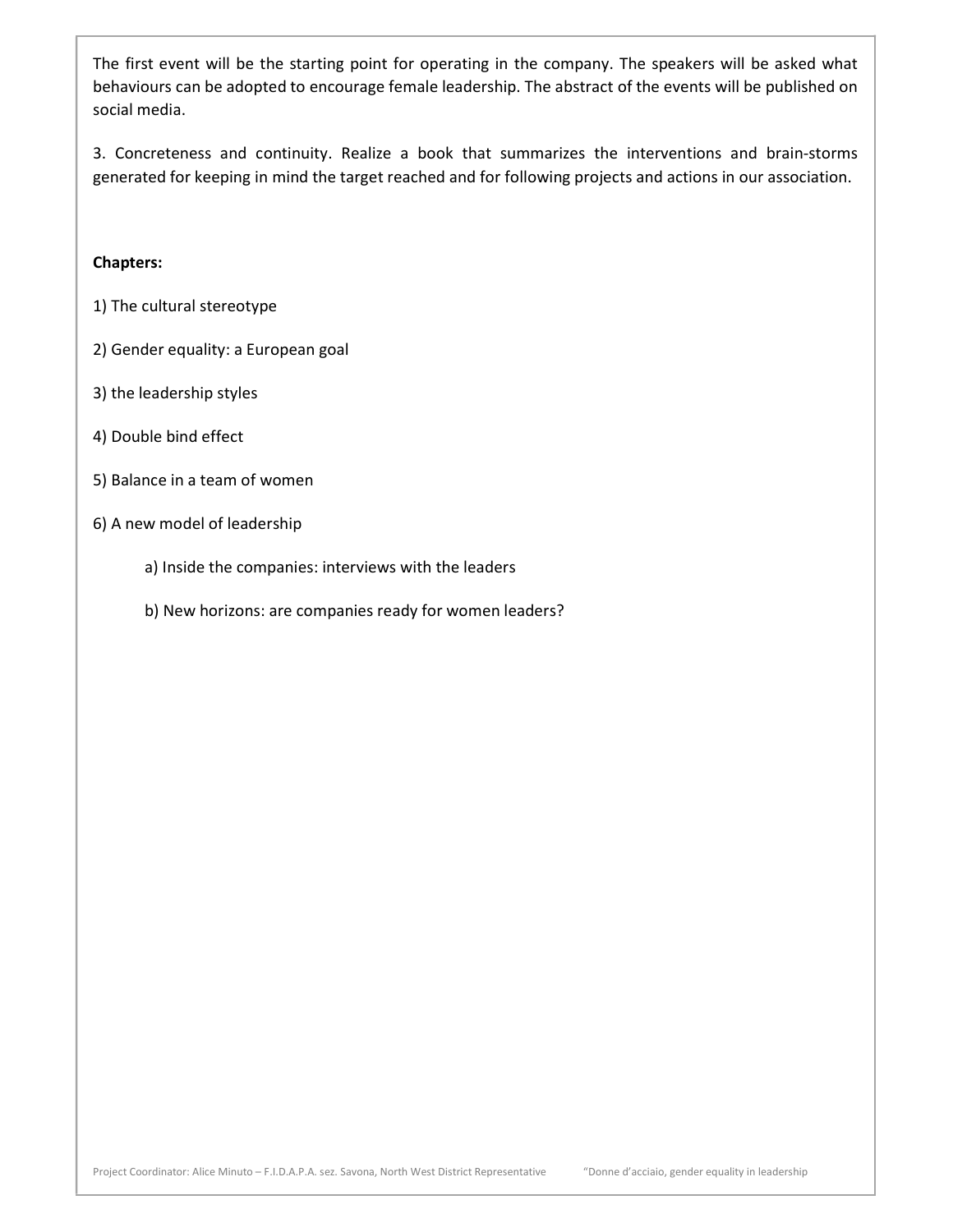The first event will be the starting point for operating in the company. The speakers will be asked what behaviours can be adopted to encourage female leadership. The abstract of the events will be published on social media.

3. Concreteness and continuity. Realize a book that summarizes the interventions and brain-storms generated for keeping in mind the target reached and for following projects and actions in our association.

**Chapters:**

1) The cultural stereotype

2) Gender equality: a European goal

3) the leadership styles

4) Double bind effect

5) Balance in a team of women

6) A new model of leadership

   a) Inside the companies: interviews with the leaders

   b) New horizons: are companies ready for women leaders?